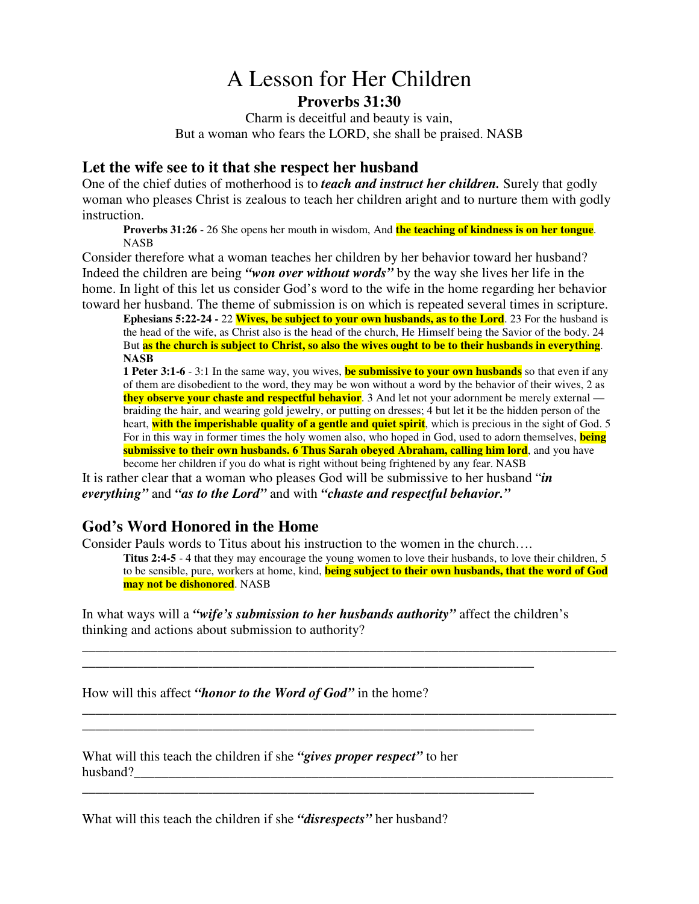# A Lesson for Her Children

## Proverbs 31:30

Charm is deceitful and beauty is vain,
But a woman who fears the LORD, she shall be praised. NASB

## Let the wife see to it that she respect her husband

One of the chief duties of motherhood is to ***teach and instruct her children.*** Surely that godly woman who pleases Christ is zealous to teach her children aright and to nurture them with godly instruction.

> **Proverbs 31:26** - 26 She opens her mouth in wisdom, And **the teaching of kindness is on her tongue**. NASB

Consider therefore what a woman teaches her children by her behavior toward her husband? Indeed the children are being ***"won over without words"*** by the way she lives her life in the home. In light of this let us consider God's word to the wife in the home regarding her behavior toward her husband. The theme of submission is on which is repeated several times in scripture.

> **Ephesians 5:22-24 -** 22 **Wives, be subject to your own husbands, as to the Lord**. 23 For the husband is the head of the wife, as Christ also is the head of the church, He Himself being the Savior of the body. 24 But **as the church is subject to Christ, so also the wives ought to be to their husbands in everything**. **NASB**
>
> **1 Peter 3:1-6** - 3:1 In the same way, you wives, **be submissive to your own husbands** so that even if any of them are disobedient to the word, they may be won without a word by the behavior of their wives, 2 as **they observe your chaste and respectful behavior**. 3 And let not your adornment be merely external — braiding the hair, and wearing gold jewelry, or putting on dresses; 4 but let it be the hidden person of the heart, **with the imperishable quality of a gentle and quiet spirit**, which is precious in the sight of God. 5 For in this way in former times the holy women also, who hoped in God, used to adorn themselves, **being submissive to their own husbands. 6 Thus Sarah obeyed Abraham, calling him lord**, and you have become her children if you do what is right without being frightened by any fear. NASB

It is rather clear that a woman who pleases God will be submissive to her husband ***"in everything"*** and ***"as to the Lord"*** and with ***"chaste and respectful behavior."***

## God's Word Honored in the Home

Consider Pauls words to Titus about his instruction to the women in the church….

> **Titus 2:4-5** - 4 that they may encourage the young women to love their husbands, to love their children, 5 to be sensible, pure, workers at home, kind, **being subject to their own husbands, that the word of God may not be dishonored**. NASB

In what ways will a ***"wife's submission to her husbands authority"*** affect the children's thinking and actions about submission to authority?

______________________________________________________________________________
_________________________________________________________________

How will this affect ***"honor to the Word of God"*** in the home?

______________________________________________________________________________
_________________________________________________________________

What will this teach the children if she ***"gives proper respect"*** to her husband?__________________________________________________________________________
_________________________________________________________________

What will this teach the children if she ***"disrespects"*** her husband?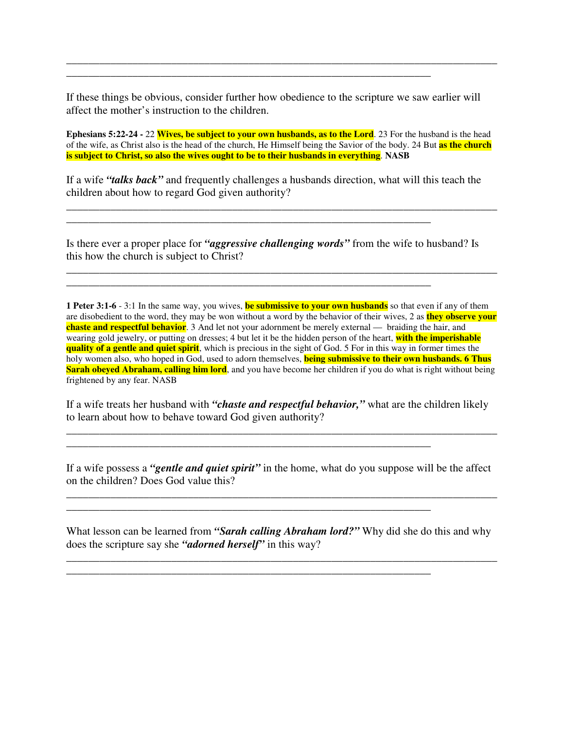________________________________________________________________________
____________________________________________________________

If these things be obvious, consider further how obedience to the scripture we saw earlier will affect the mother's instruction to the children.

**Ephesians 5:22-24 -** 22 **Wives, be subject to your own husbands, as to the Lord**. 23 For the husband is the head of the wife, as Christ also is the head of the church, He Himself being the Savior of the body. 24 But **as the church is subject to Christ, so also the wives ought to be to their husbands in everything**. **NASB**

If a wife ***"talks back"*** and frequently challenges a husbands direction, what will this teach the children about how to regard God given authority?

________________________________________________________________________
____________________________________________________________

Is there ever a proper place for ***"aggressive challenging words"*** from the wife to husband? Is this how the church is subject to Christ?

________________________________________________________________________
____________________________________________________________

**1 Peter 3:1-6** - 3:1 In the same way, you wives, **be submissive to your own husbands** so that even if any of them are disobedient to the word, they may be won without a word by the behavior of their wives, 2 as **they observe your chaste and respectful behavior**. 3 And let not your adornment be merely external — braiding the hair, and wearing gold jewelry, or putting on dresses; 4 but let it be the hidden person of the heart, **with the imperishable quality of a gentle and quiet spirit**, which is precious in the sight of God. 5 For in this way in former times the holy women also, who hoped in God, used to adorn themselves, **being submissive to their own husbands. 6 Thus Sarah obeyed Abraham, calling him lord**, and you have become her children if you do what is right without being frightened by any fear. NASB

If a wife treats her husband with ***"chaste and respectful behavior,"*** what are the children likely to learn about how to behave toward God given authority?

________________________________________________________________________
____________________________________________________________

If a wife possess a ***"gentle and quiet spirit"*** in the home, what do you suppose will be the affect on the children? Does God value this?

________________________________________________________________________
____________________________________________________________

What lesson can be learned from ***"Sarah calling Abraham lord?"*** Why did she do this and why does the scripture say she ***"adorned herself"*** in this way?

________________________________________________________________________
____________________________________________________________